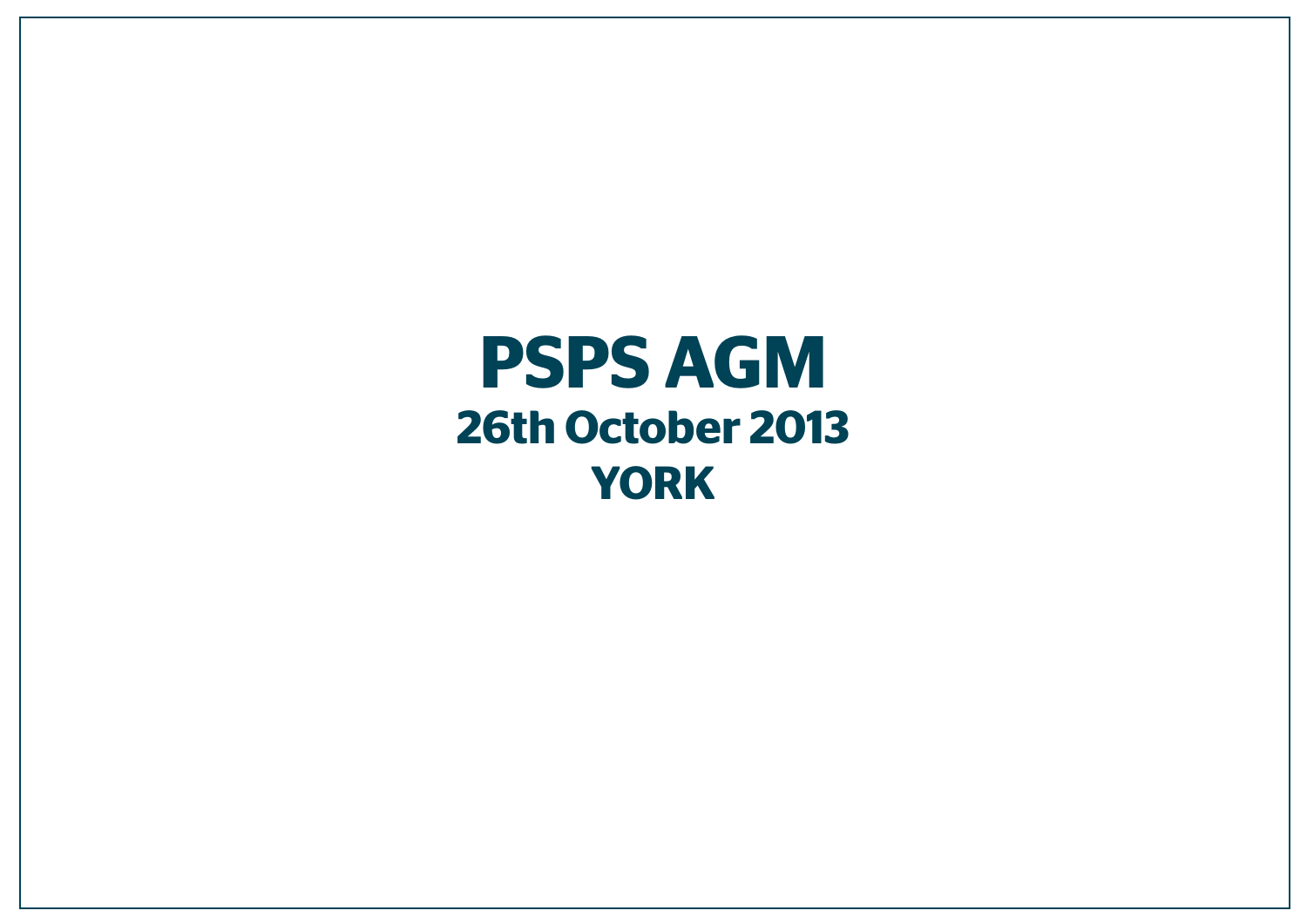# PSPS AGM

## 26th October 2013

## YORK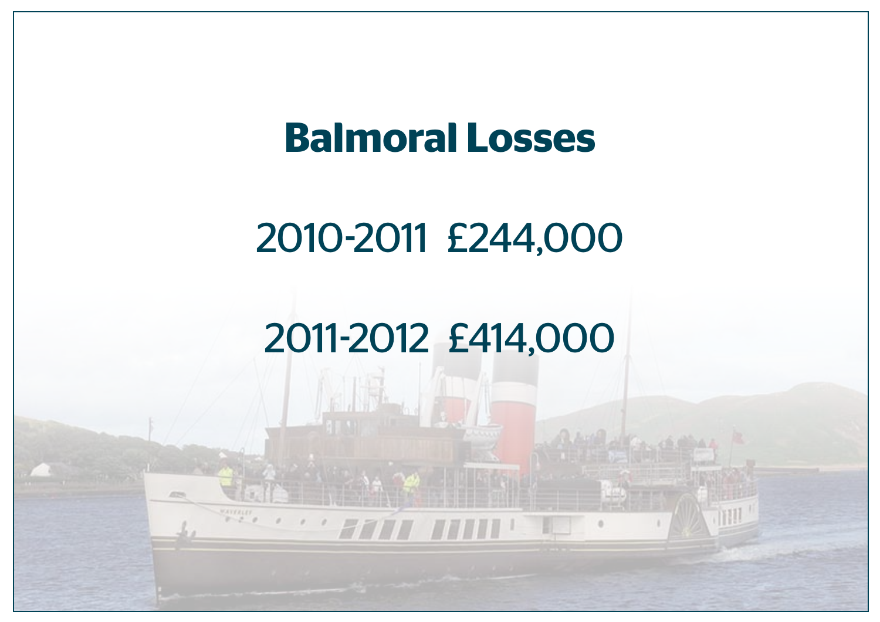# Balmoral Losses

2010-2011 £244,000

2011-2012 £414,000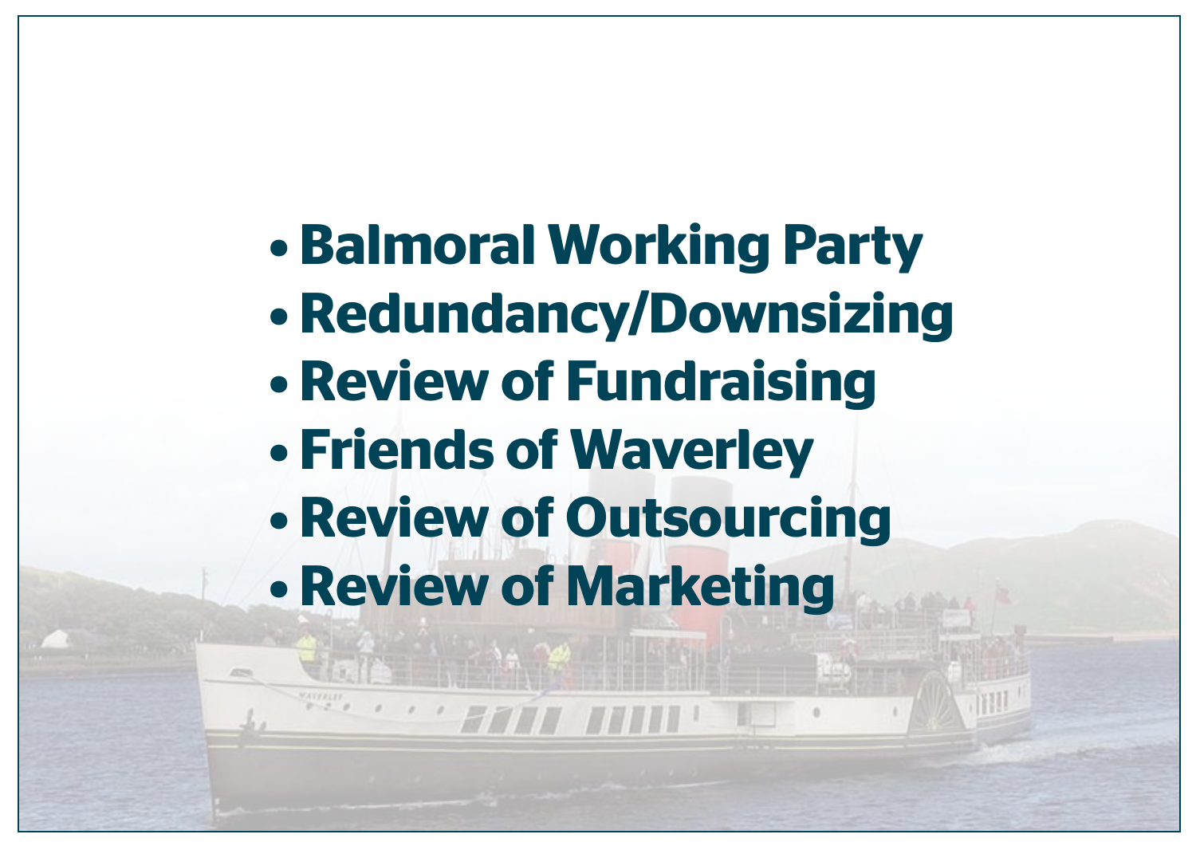- **Balmoral Working Party**
- **Redundancy/Downsizing**
- **Review of Fundraising**
- **Friends of Waverley**
- **Review of Outsourcing**
- **Review of Marketing**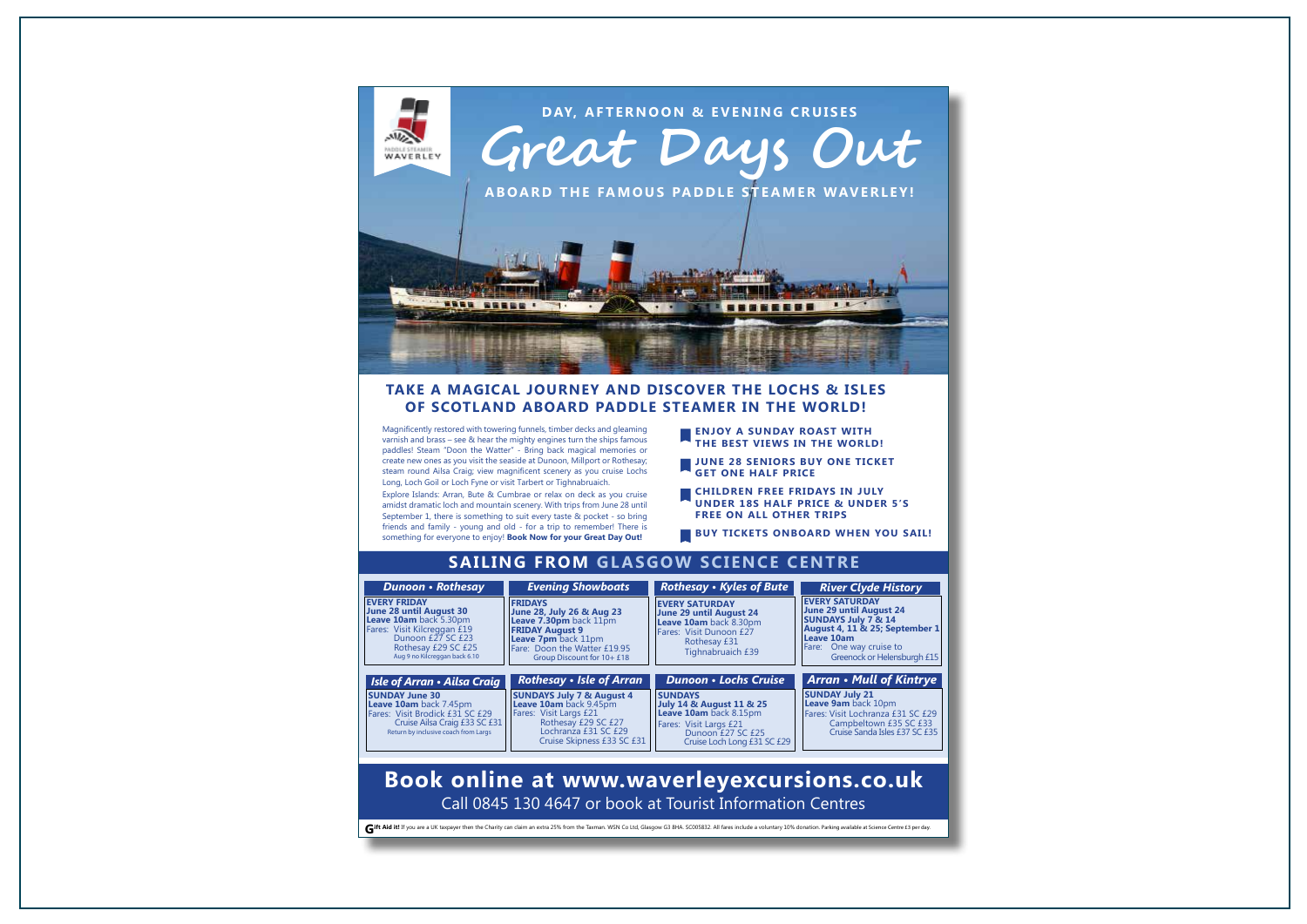PADDLE STEAMER WAVERLEY

DAY, AFTERNOON & EVENING CRUISES

# Great Days Out

ABOARD THE FAMOUS PADDLE STEAMER WAVERLEY!

## TAKE A MAGICAL JOURNEY AND DISCOVER THE LOCHS & ISLES OF SCOTLAND ABOARD PADDLE STEAMER IN THE WORLD!

Magnificently restored with towering funnels, timber decks and gleaming varnish and brass – see & hear the mighty engines turn the ships famous paddles! Steam "Doon the Watter" - Bring back magical memories or create new ones as you visit the seaside at Dunoon, Millport or Rothesay; steam round Ailsa Craig; view magnificent scenery as you cruise Lochs Long, Loch Goil or Loch Fyne or visit Tarbert or Tighnabruaich.

Explore Islands: Arran, Bute & Cumbrae or relax on deck as you cruise amidst dramatic loch and mountain scenery. With trips from June 28 until September 1, there is something to suit every taste & pocket - so bring friends and family - young and old - for a trip to remember! There is something for everyone to enjoy! **Book Now for your Great Day Out!**

- **ENJOY A SUNDAY ROAST WITH THE BEST VIEWS IN THE WORLD!**
- **JUNE 28 SENIORS BUY ONE TICKET GET ONE HALF PRICE**
- **CHILDREN FREE FRIDAYS IN JULY UNDER 18S HALF PRICE & UNDER 5'S FREE ON ALL OTHER TRIPS**
- **BUY TICKETS ONBOARD WHEN YOU SAIL!**

## SAILING FROM GLASGOW SCIENCE CENTRE

### *Dunoon • Rothesay*

**EVERY FRIDAY**
**June 28 until August 30**
**Leave 10am** back 5.30pm
Fares: Visit Kilcreggan £19
Dunoon £27 SC £23
Rothesay £29 SC £25
Aug 9 no Kilcreggan back 6.10

### *Evening Showboats*

**FRIDAYS**
**June 28, July 26 & Aug 23**
**Leave 7.30pm** back 11pm
**FRIDAY August 9**
**Leave 7pm** back 11pm
Fare: Doon the Watter £19.95
Group Discount for 10+ £18

### *Rothesay • Kyles of Bute*

**EVERY SATURDAY**
**June 29 until August 24**
**Leave 10am** back 8.30pm
Fares: Visit Dunoon £27
Rothesay £31
Tighnabruaich £39

### *River Clyde History*

**EVERY SATURDAY**
**June 29 until August 24**
**SUNDAYS July 7 & 14**
**August 4, 11 & 25; September 1**
**Leave 10am**
Fare: One way cruise to
Greenock or Helensburgh £15

### *Isle of Arran • Ailsa Craig*

**SUNDAY June 30**
**Leave 10am** back 7.45pm
Fares: Visit Brodick £31 SC £29
Cruise Ailsa Craig £33 SC £31
Return by inclusive coach from Largs

### *Rothesay • Isle of Arran*

**SUNDAYS July 7 & August 4**
**Leave 10am** back 9.45pm
Fares: Visit Largs £21
Rothesay £29 SC £27
Lochranza £31 SC £29
Cruise Skipness £33 SC £31

### *Dunoon • Lochs Cruise*

**SUNDAYS**
**July 14 & August 11 & 25**
**Leave 10am** back 8.15pm
Fares: Visit Largs £21
Dunoon £27 SC £25
Cruise Loch Long £31 SC £29

### *Arran • Mull of Kintyre*

**SUNDAY July 21**
**Leave 9am** back 10pm
Fares: Visit Lochranza £31 SC £29
Campbeltown £35 SC £33
Cruise Sanda Isles £37 SC £35

## Book online at www.waverleyexcursions.co.uk

Call 0845 130 4647 or book at Tourist Information Centres

**Gift Aid it!** If you are a UK taxpayer then the Charity can claim an extra 25% from the Taxman. WSN Co Ltd, Glasgow G3 8HA. SC005832. All fares include a voluntary 10% donation. Parking available at Science Centre £3 per day.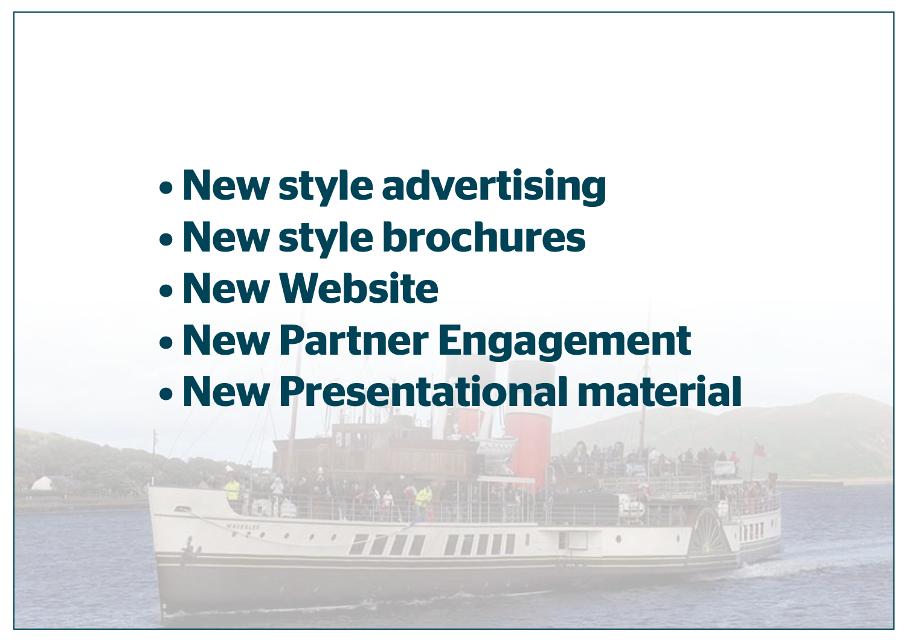- **New style advertising**
- **New style brochures**
- **New Website**
- **New Partner Engagement**
- **New Presentational material**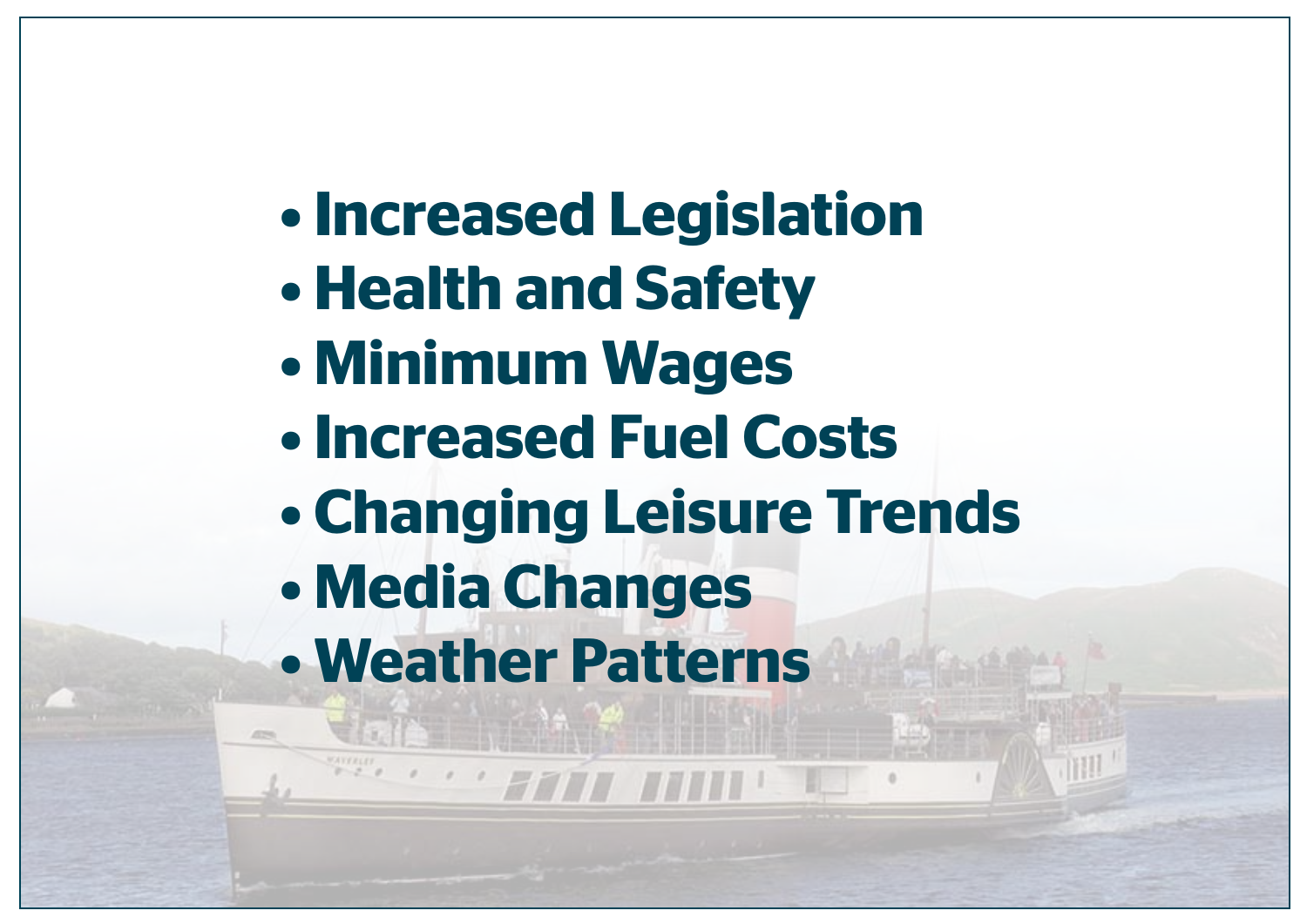- **Increased Legislation**
- **Health and Safety**
- **Minimum Wages**
- **Increased Fuel Costs**
- **Changing Leisure Trends**
- **Media Changes**
- **Weather Patterns**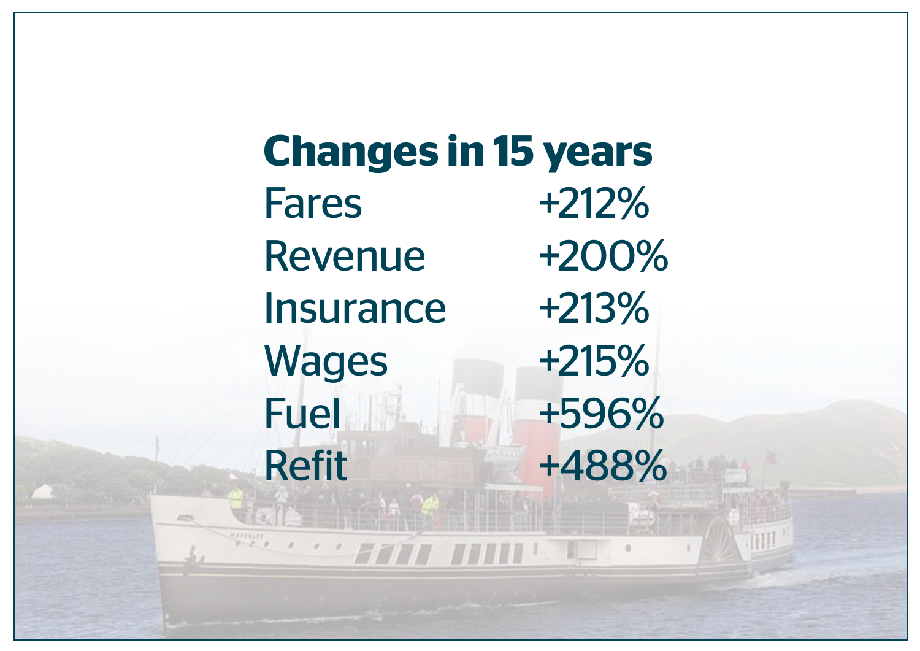## Changes in 15 years

| | |
|---|---|
| Fares | +212% |
| Revenue | +200% |
| Insurance | +213% |
| Wages | +215% |
| Fuel | +596% |
| Refit | +488% |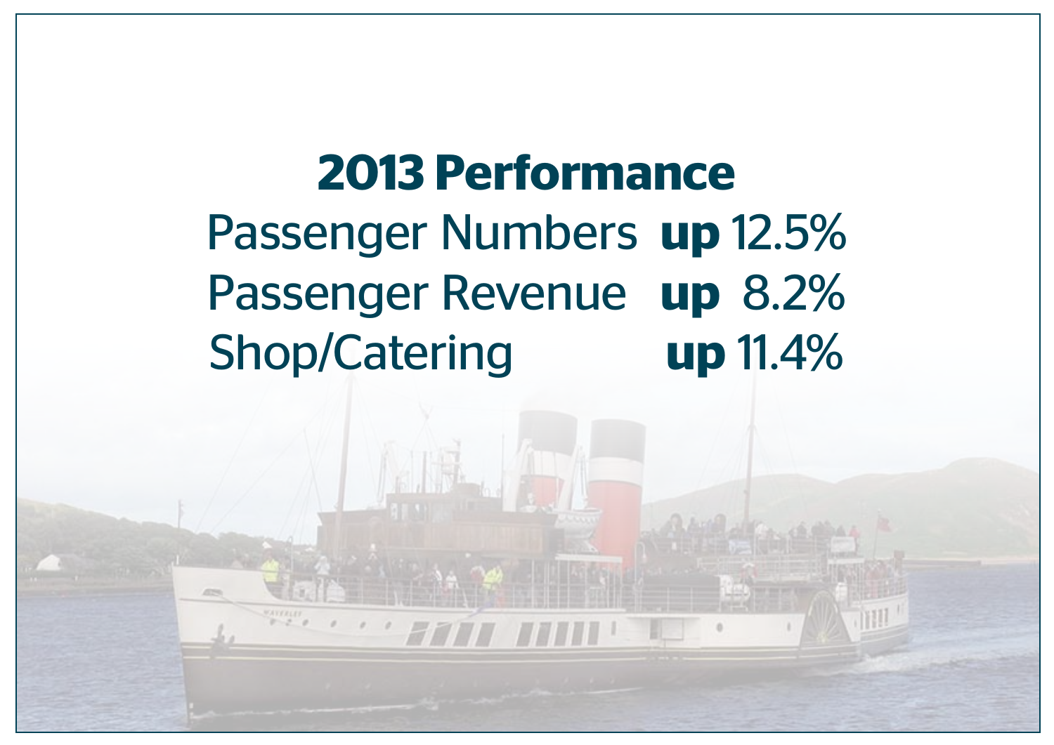# 2013 Performance

| | |
|---|---|
| Passenger Numbers | **up** 12.5% |
| Passenger Revenue | **up** 8.2% |
| Shop/Catering | **up** 11.4% |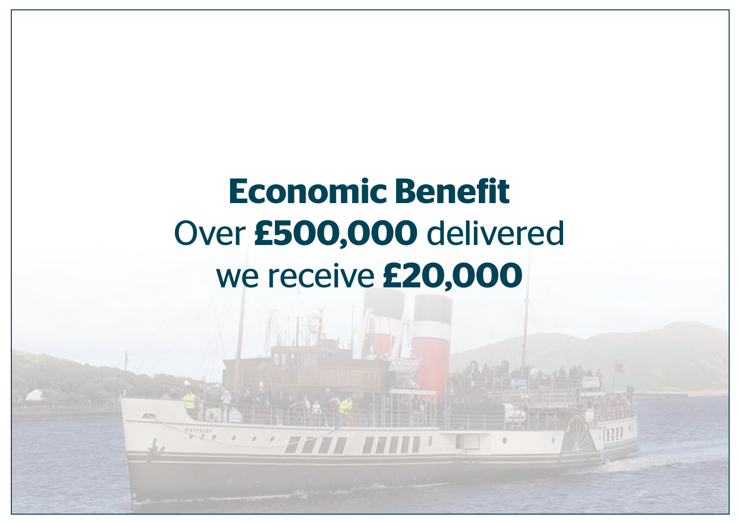# Economic Benefit

Over **£500,000** delivered

we receive **£20,000**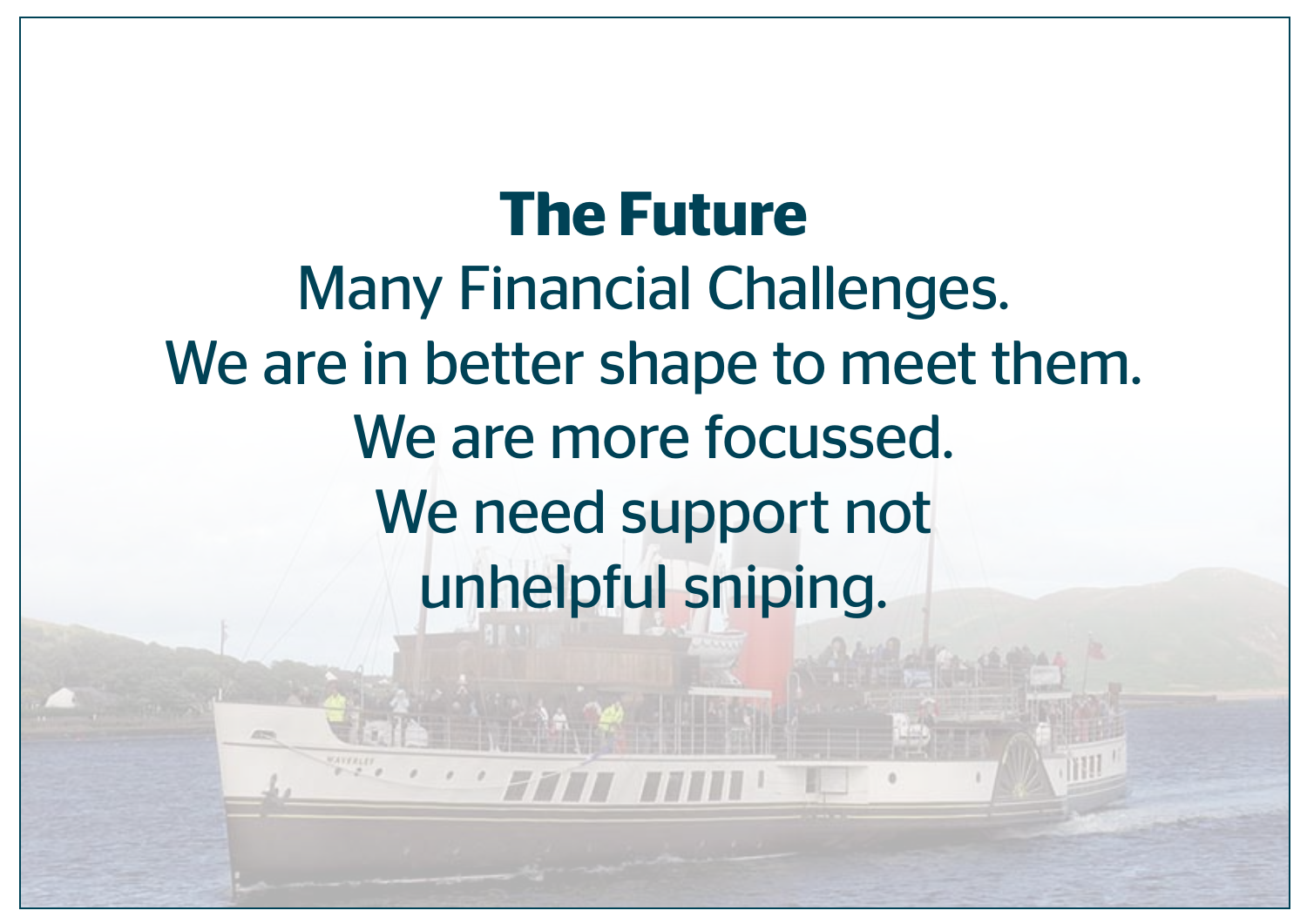# The Future

Many Financial Challenges.

We are in better shape to meet them.

We are more focussed.

We need support not unhelpful sniping.